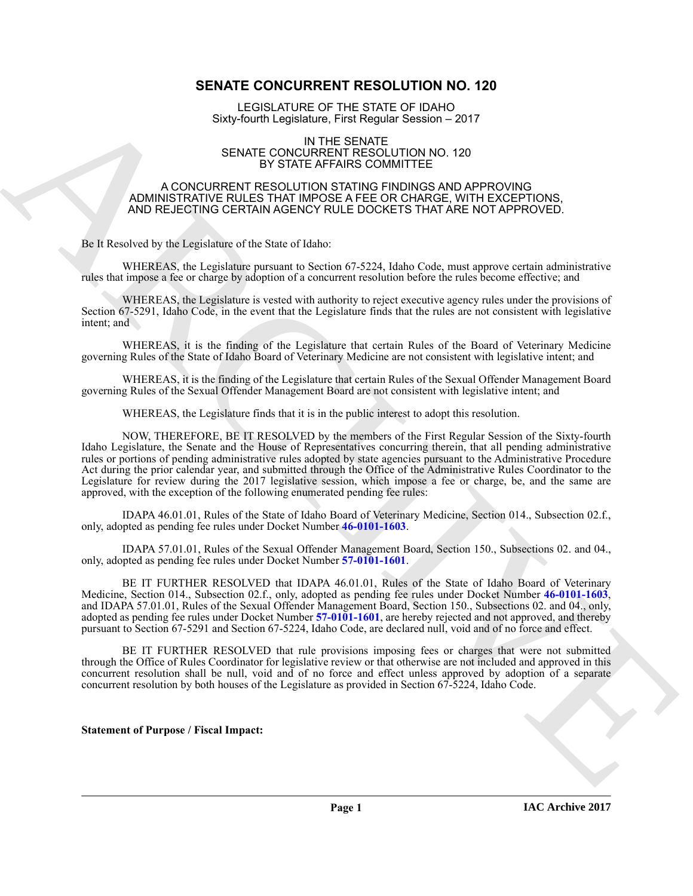# SENATE CONCURRENT RESOLUTION NO. 120

LEGISLATURE OF THE STATE OF IDAHO
Sixty-fourth Legislature, First Regular Session – 2017

IN THE SENATE
SENATE CONCURRENT RESOLUTION NO. 120
BY STATE AFFAIRS COMMITTEE

A CONCURRENT RESOLUTION STATING FINDINGS AND APPROVING ADMINISTRATIVE RULES THAT IMPOSE A FEE OR CHARGE, WITH EXCEPTIONS, AND REJECTING CERTAIN AGENCY RULE DOCKETS THAT ARE NOT APPROVED.

Be It Resolved by the Legislature of the State of Idaho:

WHEREAS, the Legislature pursuant to Section 67-5224, Idaho Code, must approve certain administrative rules that impose a fee or charge by adoption of a concurrent resolution before the rules become effective; and

WHEREAS, the Legislature is vested with authority to reject executive agency rules under the provisions of Section 67-5291, Idaho Code, in the event that the Legislature finds that the rules are not consistent with legislative intent; and

WHEREAS, it is the finding of the Legislature that certain Rules of the Board of Veterinary Medicine governing Rules of the State of Idaho Board of Veterinary Medicine are not consistent with legislative intent; and

WHEREAS, it is the finding of the Legislature that certain Rules of the Sexual Offender Management Board governing Rules of the Sexual Offender Management Board are not consistent with legislative intent; and

WHEREAS, the Legislature finds that it is in the public interest to adopt this resolution.

NOW, THEREFORE, BE IT RESOLVED by the members of the First Regular Session of the Sixty-fourth Idaho Legislature, the Senate and the House of Representatives concurring therein, that all pending administrative rules or portions of pending administrative rules adopted by state agencies pursuant to the Administrative Procedure Act during the prior calendar year, and submitted through the Office of the Administrative Rules Coordinator to the Legislature for review during the 2017 legislative session, which impose a fee or charge, be, and the same are approved, with the exception of the following enumerated pending fee rules:

IDAPA 46.01.01, Rules of the State of Idaho Board of Veterinary Medicine, Section 014., Subsection 02.f., only, adopted as pending fee rules under Docket Number **46-0101-1603**.

IDAPA 57.01.01, Rules of the Sexual Offender Management Board, Section 150., Subsections 02. and 04., only, adopted as pending fee rules under Docket Number **57-0101-1601**.

BE IT FURTHER RESOLVED that IDAPA 46.01.01, Rules of the State of Idaho Board of Veterinary Medicine, Section 014., Subsection 02.f., only, adopted as pending fee rules under Docket Number **46-0101-1603**, and IDAPA 57.01.01, Rules of the Sexual Offender Management Board, Section 150., Subsections 02. and 04., only, adopted as pending fee rules under Docket Number **57-0101-1601**, are hereby rejected and not approved, and thereby pursuant to Section 67-5291 and Section 67-5224, Idaho Code, are declared null, void and of no force and effect.

BE IT FURTHER RESOLVED that rule provisions imposing fees or charges that were not submitted through the Office of Rules Coordinator for legislative review or that otherwise are not included and approved in this concurrent resolution shall be null, void and of no force and effect unless approved by adoption of a separate concurrent resolution by both houses of the Legislature as provided in Section 67-5224, Idaho Code.

**Statement of Purpose / Fiscal Impact:**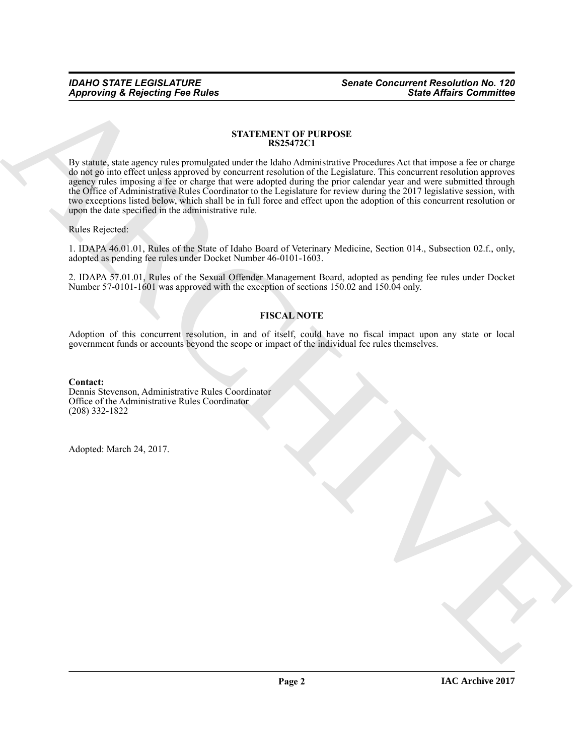**STATEMENT OF PURPOSE**
**RS25472C1**

By statute, state agency rules promulgated under the Idaho Administrative Procedures Act that impose a fee or charge do not go into effect unless approved by concurrent resolution of the Legislature. This concurrent resolution approves agency rules imposing a fee or charge that were adopted during the prior calendar year and were submitted through the Office of Administrative Rules Coordinator to the Legislature for review during the 2017 legislative session, with two exceptions listed below, which shall be in full force and effect upon the adoption of this concurrent resolution or upon the date specified in the administrative rule.

Rules Rejected:

1. IDAPA 46.01.01, Rules of the State of Idaho Board of Veterinary Medicine, Section 014., Subsection 02.f., only, adopted as pending fee rules under Docket Number 46-0101-1603.

2. IDAPA 57.01.01, Rules of the Sexual Offender Management Board, adopted as pending fee rules under Docket Number 57-0101-1601 was approved with the exception of sections 150.02 and 150.04 only.

**FISCAL NOTE**

Adoption of this concurrent resolution, in and of itself, could have no fiscal impact upon any state or local government funds or accounts beyond the scope or impact of the individual fee rules themselves.

**Contact:**
Dennis Stevenson, Administrative Rules Coordinator
Office of the Administrative Rules Coordinator
(208) 332-1822

Adopted: March 24, 2017.